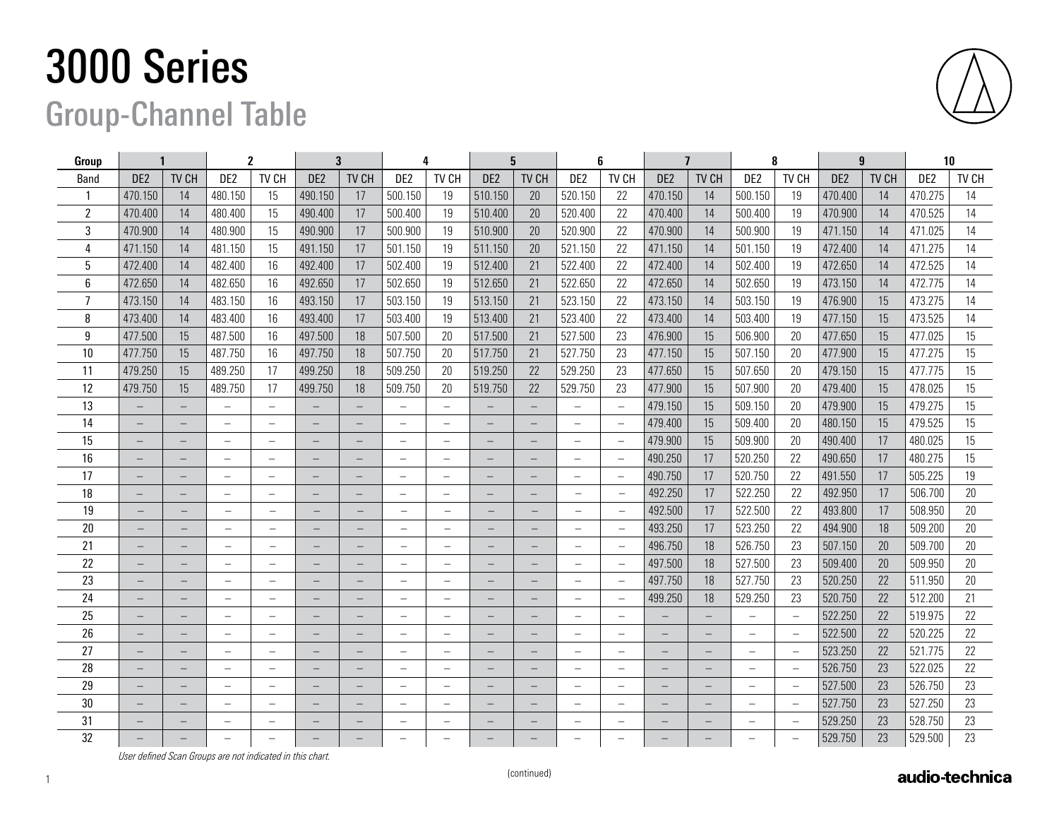# 3000 Series

## Group-Channel Table

| Group | 1 | | 2 | | 3 | | 4 | | 5 | | 6 | | 7 | | 8 | | 9 | | 10 | |
|---|---|---|---|---|---|---|---|---|---|---|---|---|---|---|---|---|---|---|---|---|
| Band | DE2 | TV CH | DE2 | TV CH | DE2 | TV CH | DE2 | TV CH | DE2 | TV CH | DE2 | TV CH | DE2 | TV CH | DE2 | TV CH | DE2 | TV CH | DE2 | TV CH |
| 1 | 470.150 | 14 | 480.150 | 15 | 490.150 | 17 | 500.150 | 19 | 510.150 | 20 | 520.150 | 22 | 470.150 | 14 | 500.150 | 19 | 470.400 | 14 | 470.275 | 14 |
| 2 | 470.400 | 14 | 480.400 | 15 | 490.400 | 17 | 500.400 | 19 | 510.400 | 20 | 520.400 | 22 | 470.400 | 14 | 500.400 | 19 | 470.900 | 14 | 470.525 | 14 |
| 3 | 470.900 | 14 | 480.900 | 15 | 490.900 | 17 | 500.900 | 19 | 510.900 | 20 | 520.900 | 22 | 470.900 | 14 | 500.900 | 19 | 471.150 | 14 | 471.025 | 14 |
| 4 | 471.150 | 14 | 481.150 | 15 | 491.150 | 17 | 501.150 | 19 | 511.150 | 20 | 521.150 | 22 | 471.150 | 14 | 501.150 | 19 | 472.400 | 14 | 471.275 | 14 |
| 5 | 472.400 | 14 | 482.400 | 16 | 492.400 | 17 | 502.400 | 19 | 512.400 | 21 | 522.400 | 22 | 472.400 | 14 | 502.400 | 19 | 472.650 | 14 | 472.525 | 14 |
| 6 | 472.650 | 14 | 482.650 | 16 | 492.650 | 17 | 502.650 | 19 | 512.650 | 21 | 522.650 | 22 | 472.650 | 14 | 502.650 | 19 | 473.150 | 14 | 472.775 | 14 |
| 7 | 473.150 | 14 | 483.150 | 16 | 493.150 | 17 | 503.150 | 19 | 513.150 | 21 | 523.150 | 22 | 473.150 | 14 | 503.150 | 19 | 476.900 | 15 | 473.275 | 14 |
| 8 | 473.400 | 14 | 483.400 | 16 | 493.400 | 17 | 503.400 | 19 | 513.400 | 21 | 523.400 | 22 | 473.400 | 14 | 503.400 | 19 | 477.150 | 15 | 473.525 | 14 |
| 9 | 477.500 | 15 | 487.500 | 16 | 497.500 | 18 | 507.500 | 20 | 517.500 | 21 | 527.500 | 23 | 476.900 | 15 | 506.900 | 20 | 477.650 | 15 | 477.025 | 15 |
| 10 | 477.750 | 15 | 487.750 | 16 | 497.750 | 18 | 507.750 | 20 | 517.750 | 21 | 527.750 | 23 | 477.150 | 15 | 507.150 | 20 | 477.900 | 15 | 477.275 | 15 |
| 11 | 479.250 | 15 | 489.250 | 17 | 499.250 | 18 | 509.250 | 20 | 519.250 | 22 | 529.250 | 23 | 477.650 | 15 | 507.650 | 20 | 479.150 | 15 | 477.775 | 15 |
| 12 | 479.750 | 15 | 489.750 | 17 | 499.750 | 18 | 509.750 | 20 | 519.750 | 22 | 529.750 | 23 | 477.900 | 15 | 507.900 | 20 | 479.400 | 15 | 478.025 | 15 |
| 13 | – | – | – | – | – | – | – | – | – | – | – | – | 479.150 | 15 | 509.150 | 20 | 479.900 | 15 | 479.275 | 15 |
| 14 | – | – | – | – | – | – | – | – | – | – | – | – | 479.400 | 15 | 509.400 | 20 | 480.150 | 15 | 479.525 | 15 |
| 15 | – | – | – | – | – | – | – | – | – | – | – | – | 479.900 | 15 | 509.900 | 20 | 490.400 | 17 | 480.025 | 15 |
| 16 | – | – | – | – | – | – | – | – | – | – | – | – | 490.250 | 17 | 520.250 | 22 | 490.650 | 17 | 480.275 | 15 |
| 17 | – | – | – | – | – | – | – | – | – | – | – | – | 490.750 | 17 | 520.750 | 22 | 491.550 | 17 | 505.225 | 19 |
| 18 | – | – | – | – | – | – | – | – | – | – | – | – | 492.250 | 17 | 522.250 | 22 | 492.950 | 17 | 506.700 | 20 |
| 19 | – | – | – | – | – | – | – | – | – | – | – | – | 492.500 | 17 | 522.500 | 22 | 493.800 | 17 | 508.950 | 20 |
| 20 | – | – | – | – | – | – | – | – | – | – | – | – | 493.250 | 17 | 523.250 | 22 | 494.900 | 18 | 509.200 | 20 |
| 21 | – | – | – | – | – | – | – | – | – | – | – | – | 496.750 | 18 | 526.750 | 23 | 507.150 | 20 | 509.700 | 20 |
| 22 | – | – | – | – | – | – | – | – | – | – | – | – | 497.500 | 18 | 527.500 | 23 | 509.400 | 20 | 509.950 | 20 |
| 23 | – | – | – | – | – | – | – | – | – | – | – | – | 497.750 | 18 | 527.750 | 23 | 520.250 | 22 | 511.950 | 20 |
| 24 | – | – | – | – | – | – | – | – | – | – | – | – | 499.250 | 18 | 529.250 | 23 | 520.750 | 22 | 512.200 | 21 |
| 25 | – | – | – | – | – | – | – | – | – | – | – | – | – | – | – | – | 522.250 | 22 | 519.975 | 22 |
| 26 | – | – | – | – | – | – | – | – | – | – | – | – | – | – | – | – | 522.500 | 22 | 520.225 | 22 |
| 27 | – | – | – | – | – | – | – | – | – | – | – | – | – | – | – | – | 523.250 | 22 | 521.775 | 22 |
| 28 | – | – | – | – | – | – | – | – | – | – | – | – | – | – | – | – | 526.750 | 23 | 522.025 | 22 |
| 29 | – | – | – | – | – | – | – | – | – | – | – | – | – | – | – | – | 527.500 | 23 | 526.750 | 23 |
| 30 | – | – | – | – | – | – | – | – | – | – | – | – | – | – | – | – | 527.750 | 23 | 527.250 | 23 |
| 31 | – | – | – | – | – | – | – | – | – | – | – | – | – | – | – | – | 529.250 | 23 | 528.750 | 23 |
| 32 | – | – | – | – | – | – | – | – | – | – | – | – | – | – | – | – | 529.750 | 23 | 529.500 | 23 |

*User defined Scan Groups are not indicated in this chart.*

(continued)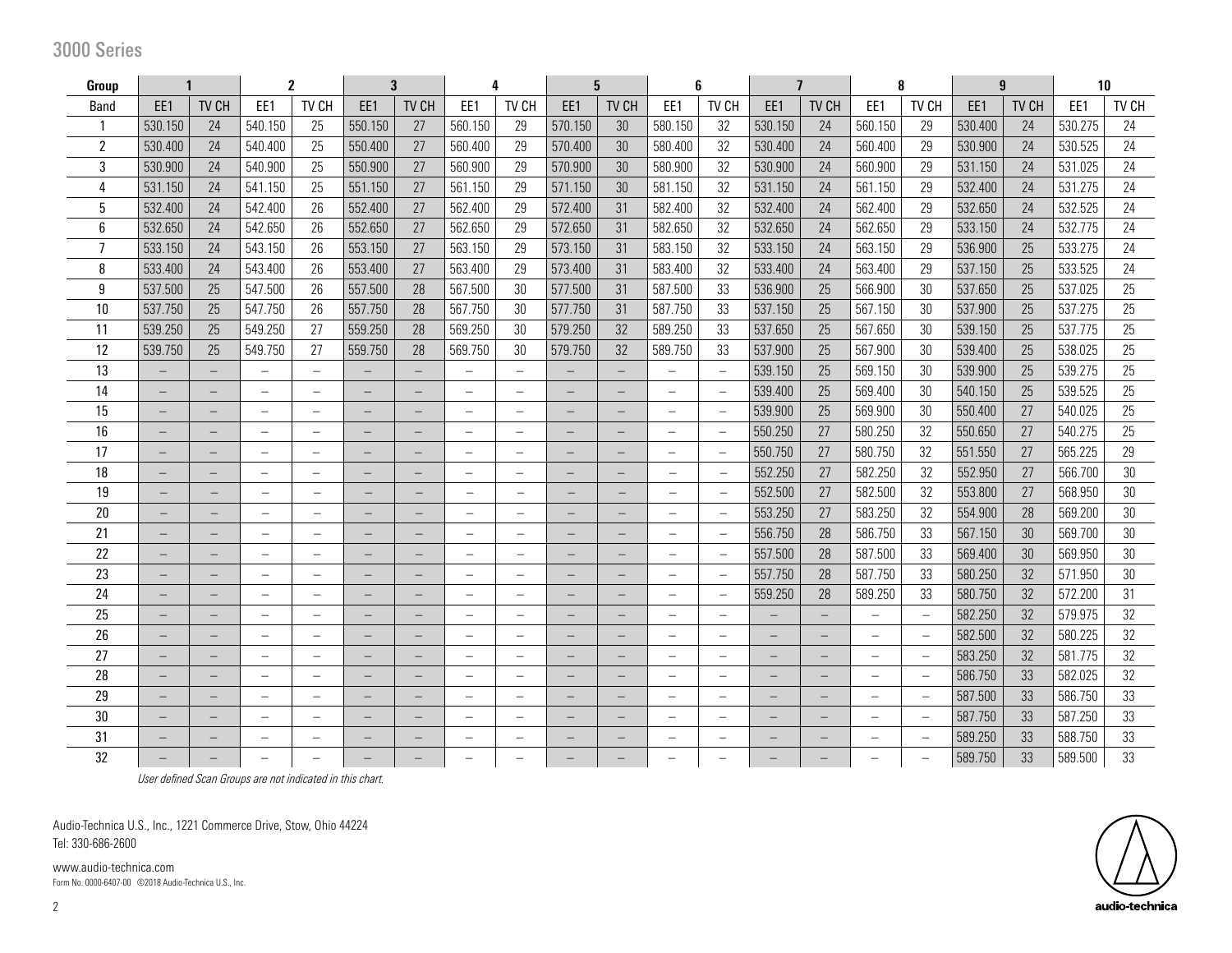## 3000 Series

| Group | 1 | | 2 | | 3 | | 4 | | 5 | | 6 | | 7 | | 8 | | 9 | | 10 | |
|---|---|---|---|---|---|---|---|---|---|---|---|---|---|---|---|---|---|---|---|---|
| Band | EE1 | TV CH | EE1 | TV CH | EE1 | TV CH | EE1 | TV CH | EE1 | TV CH | EE1 | TV CH | EE1 | TV CH | EE1 | TV CH | EE1 | TV CH | EE1 | TV CH |
| 1 | 530.150 | 24 | 540.150 | 25 | 550.150 | 27 | 560.150 | 29 | 570.150 | 30 | 580.150 | 32 | 530.150 | 24 | 560.150 | 29 | 530.400 | 24 | 530.275 | 24 |
| 2 | 530.400 | 24 | 540.400 | 25 | 550.400 | 27 | 560.400 | 29 | 570.400 | 30 | 580.400 | 32 | 530.400 | 24 | 560.400 | 29 | 530.900 | 24 | 530.525 | 24 |
| 3 | 530.900 | 24 | 540.900 | 25 | 550.900 | 27 | 560.900 | 29 | 570.900 | 30 | 580.900 | 32 | 530.900 | 24 | 560.900 | 29 | 531.150 | 24 | 531.025 | 24 |
| 4 | 531.150 | 24 | 541.150 | 25 | 551.150 | 27 | 561.150 | 29 | 571.150 | 30 | 581.150 | 32 | 531.150 | 24 | 561.150 | 29 | 532.400 | 24 | 531.275 | 24 |
| 5 | 532.400 | 24 | 542.400 | 26 | 552.400 | 27 | 562.400 | 29 | 572.400 | 31 | 582.400 | 32 | 532.400 | 24 | 562.400 | 29 | 532.650 | 24 | 532.525 | 24 |
| 6 | 532.650 | 24 | 542.650 | 26 | 552.650 | 27 | 562.650 | 29 | 572.650 | 31 | 582.650 | 32 | 532.650 | 24 | 562.650 | 29 | 533.150 | 24 | 532.775 | 24 |
| 7 | 533.150 | 24 | 543.150 | 26 | 553.150 | 27 | 563.150 | 29 | 573.150 | 31 | 583.150 | 32 | 533.150 | 24 | 563.150 | 29 | 536.900 | 25 | 533.275 | 24 |
| 8 | 533.400 | 24 | 543.400 | 26 | 553.400 | 27 | 563.400 | 29 | 573.400 | 31 | 583.400 | 32 | 533.400 | 24 | 563.400 | 29 | 537.150 | 25 | 533.525 | 24 |
| 9 | 537.500 | 25 | 547.500 | 26 | 557.500 | 28 | 567.500 | 30 | 577.500 | 31 | 587.500 | 33 | 536.900 | 25 | 566.900 | 30 | 537.650 | 25 | 537.025 | 25 |
| 10 | 537.750 | 25 | 547.750 | 26 | 557.750 | 28 | 567.750 | 30 | 577.750 | 31 | 587.750 | 33 | 537.150 | 25 | 567.150 | 30 | 537.900 | 25 | 537.275 | 25 |
| 11 | 539.250 | 25 | 549.250 | 27 | 559.250 | 28 | 569.250 | 30 | 579.250 | 32 | 589.250 | 33 | 537.650 | 25 | 567.650 | 30 | 539.150 | 25 | 537.775 | 25 |
| 12 | 539.750 | 25 | 549.750 | 27 | 559.750 | 28 | 569.750 | 30 | 579.750 | 32 | 589.750 | 33 | 537.900 | 25 | 567.900 | 30 | 539.400 | 25 | 538.025 | 25 |
| 13 | – | – | – | – | – | – | – | – | – | – | – | – | 539.150 | 25 | 569.150 | 30 | 539.900 | 25 | 539.275 | 25 |
| 14 | – | – | – | – | – | – | – | – | – | – | – | – | 539.400 | 25 | 569.400 | 30 | 540.150 | 25 | 539.525 | 25 |
| 15 | – | – | – | – | – | – | – | – | – | – | – | – | 539.900 | 25 | 569.900 | 30 | 550.400 | 27 | 540.025 | 25 |
| 16 | – | – | – | – | – | – | – | – | – | – | – | – | 550.250 | 27 | 580.250 | 32 | 550.650 | 27 | 540.275 | 25 |
| 17 | – | – | – | – | – | – | – | – | – | – | – | – | 550.750 | 27 | 580.750 | 32 | 551.550 | 27 | 565.225 | 29 |
| 18 | – | – | – | – | – | – | – | – | – | – | – | – | 552.250 | 27 | 582.250 | 32 | 552.950 | 27 | 566.700 | 30 |
| 19 | – | – | – | – | – | – | – | – | – | – | – | – | 552.500 | 27 | 582.500 | 32 | 553.800 | 27 | 568.950 | 30 |
| 20 | – | – | – | – | – | – | – | – | – | – | – | – | 553.250 | 27 | 583.250 | 32 | 554.900 | 28 | 569.200 | 30 |
| 21 | – | – | – | – | – | – | – | – | – | – | – | – | 556.750 | 28 | 586.750 | 33 | 567.150 | 30 | 569.700 | 30 |
| 22 | – | – | – | – | – | – | – | – | – | – | – | – | 557.500 | 28 | 587.500 | 33 | 569.400 | 30 | 569.950 | 30 |
| 23 | – | – | – | – | – | – | – | – | – | – | – | – | 557.750 | 28 | 587.750 | 33 | 580.250 | 32 | 571.950 | 30 |
| 24 | – | – | – | – | – | – | – | – | – | – | – | – | 559.250 | 28 | 589.250 | 33 | 580.750 | 32 | 572.200 | 31 |
| 25 | – | – | – | – | – | – | – | – | – | – | – | – | – | – | – | – | 582.250 | 32 | 579.975 | 32 |
| 26 | – | – | – | – | – | – | – | – | – | – | – | – | – | – | – | – | 582.500 | 32 | 580.225 | 32 |
| 27 | – | – | – | – | – | – | – | – | – | – | – | – | – | – | – | – | 583.250 | 32 | 581.775 | 32 |
| 28 | – | – | – | – | – | – | – | – | – | – | – | – | – | – | – | – | 586.750 | 33 | 582.025 | 32 |
| 29 | – | – | – | – | – | – | – | – | – | – | – | – | – | – | – | – | 587.500 | 33 | 586.750 | 33 |
| 30 | – | – | – | – | – | – | – | – | – | – | – | – | – | – | – | – | 587.750 | 33 | 587.250 | 33 |
| 31 | – | – | – | – | – | – | – | – | – | – | – | – | – | – | – | – | 589.250 | 33 | 588.750 | 33 |
| 32 | – | – | – | – | – | – | – | – | – | – | – | – | – | – | – | – | 589.750 | 33 | 589.500 | 33 |

*User defined Scan Groups are not indicated in this chart.*

Audio-Technica U.S., Inc., 1221 Commerce Drive, Stow, Ohio 44224
Tel: 330-686-2600

www.audio-technica.com
Form No. 0000-6407-00 ©2018 Audio-Technica U.S., Inc.

audio-technica